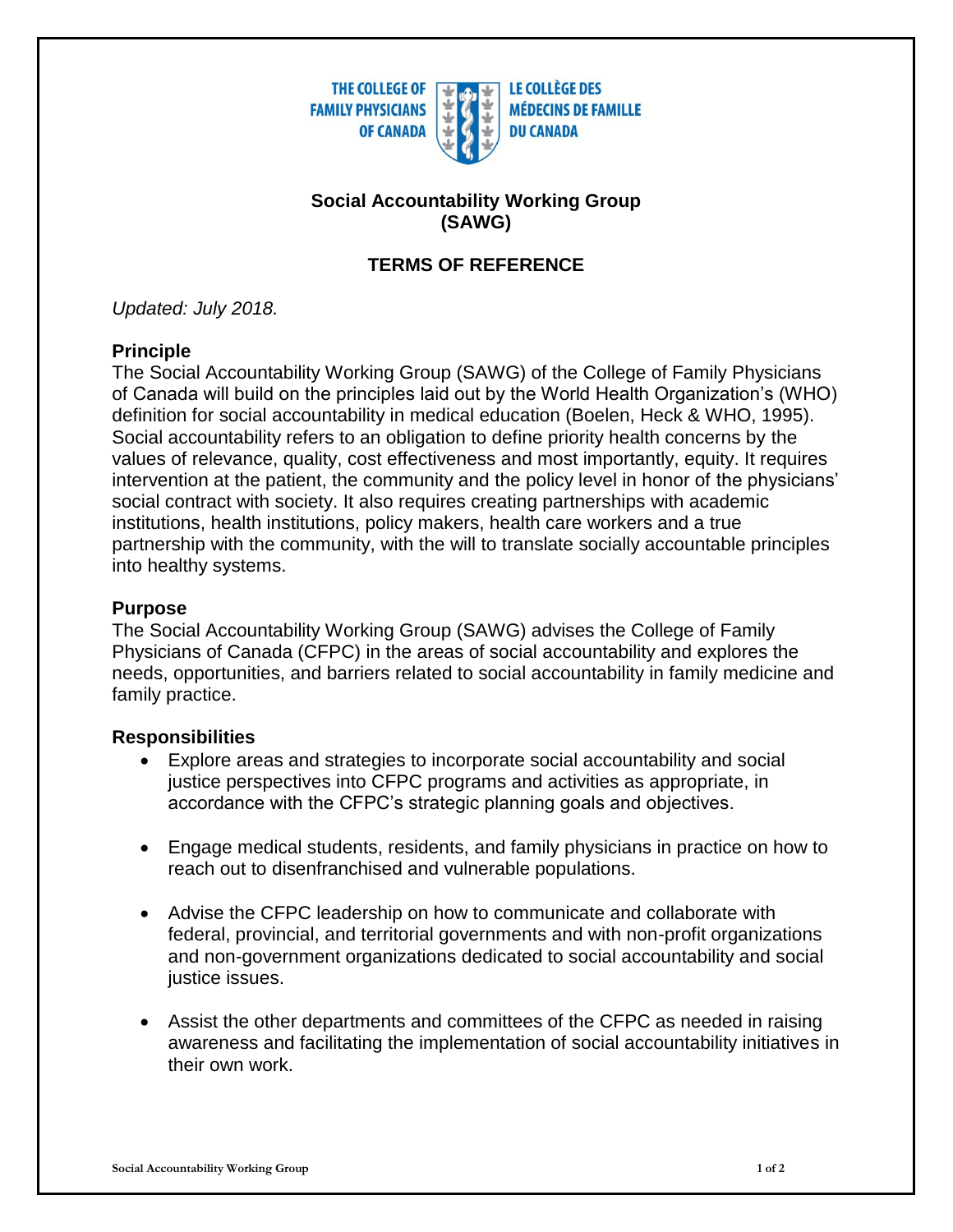THE COLLEGE OF FAMILY PHYSICIANS OF CANADA | LE COLLÈGE DES MÉDECINS DE FAMILLE DU CANADA

# Social Accountability Working Group (SAWG)

## TERMS OF REFERENCE

*Updated: July 2018.*

### Principle

The Social Accountability Working Group (SAWG) of the College of Family Physicians of Canada will build on the principles laid out by the World Health Organization's (WHO) definition for social accountability in medical education (Boelen, Heck & WHO, 1995). Social accountability refers to an obligation to define priority health concerns by the values of relevance, quality, cost effectiveness and most importantly, equity. It requires intervention at the patient, the community and the policy level in honor of the physicians' social contract with society. It also requires creating partnerships with academic institutions, health institutions, policy makers, health care workers and a true partnership with the community, with the will to translate socially accountable principles into healthy systems.

### Purpose

The Social Accountability Working Group (SAWG) advises the College of Family Physicians of Canada (CFPC) in the areas of social accountability and explores the needs, opportunities, and barriers related to social accountability in family medicine and family practice.

### Responsibilities

- Explore areas and strategies to incorporate social accountability and social justice perspectives into CFPC programs and activities as appropriate, in accordance with the CFPC's strategic planning goals and objectives.
- Engage medical students, residents, and family physicians in practice on how to reach out to disenfranchised and vulnerable populations.
- Advise the CFPC leadership on how to communicate and collaborate with federal, provincial, and territorial governments and with non-profit organizations and non-government organizations dedicated to social accountability and social justice issues.
- Assist the other departments and committees of the CFPC as needed in raising awareness and facilitating the implementation of social accountability initiatives in their own work.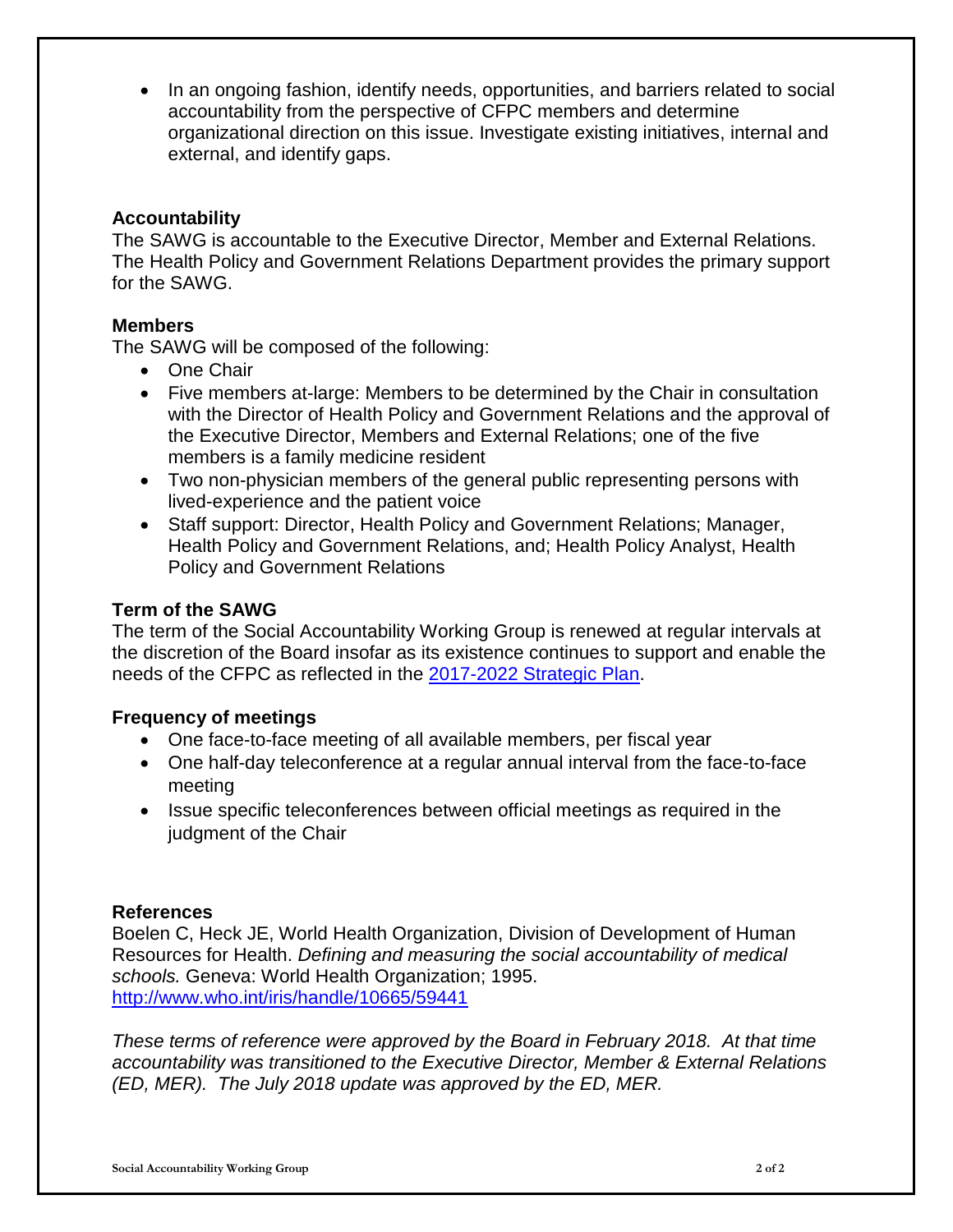- In an ongoing fashion, identify needs, opportunities, and barriers related to social accountability from the perspective of CFPC members and determine organizational direction on this issue. Investigate existing initiatives, internal and external, and identify gaps.

**Accountability**

The SAWG is accountable to the Executive Director, Member and External Relations. The Health Policy and Government Relations Department provides the primary support for the SAWG.

**Members**

The SAWG will be composed of the following:

- One Chair
- Five members at-large: Members to be determined by the Chair in consultation with the Director of Health Policy and Government Relations and the approval of the Executive Director, Members and External Relations; one of the five members is a family medicine resident
- Two non-physician members of the general public representing persons with lived-experience and the patient voice
- Staff support: Director, Health Policy and Government Relations; Manager, Health Policy and Government Relations, and; Health Policy Analyst, Health Policy and Government Relations

**Term of the SAWG**

The term of the Social Accountability Working Group is renewed at regular intervals at the discretion of the Board insofar as its existence continues to support and enable the needs of the CFPC as reflected in the [2017-2022 Strategic Plan](2017-2022 Strategic Plan).

**Frequency of meetings**

- One face-to-face meeting of all available members, per fiscal year
- One half-day teleconference at a regular annual interval from the face-to-face meeting
- Issue specific teleconferences between official meetings as required in the judgment of the Chair

**References**

Boelen C, Heck JE, World Health Organization, Division of Development of Human Resources for Health. *Defining and measuring the social accountability of medical schools.* Geneva: World Health Organization; 1995. http://www.who.int/iris/handle/10665/59441

*These terms of reference were approved by the Board in February 2018. At that time accountability was transitioned to the Executive Director, Member & External Relations (ED, MER). The July 2018 update was approved by the ED, MER.*